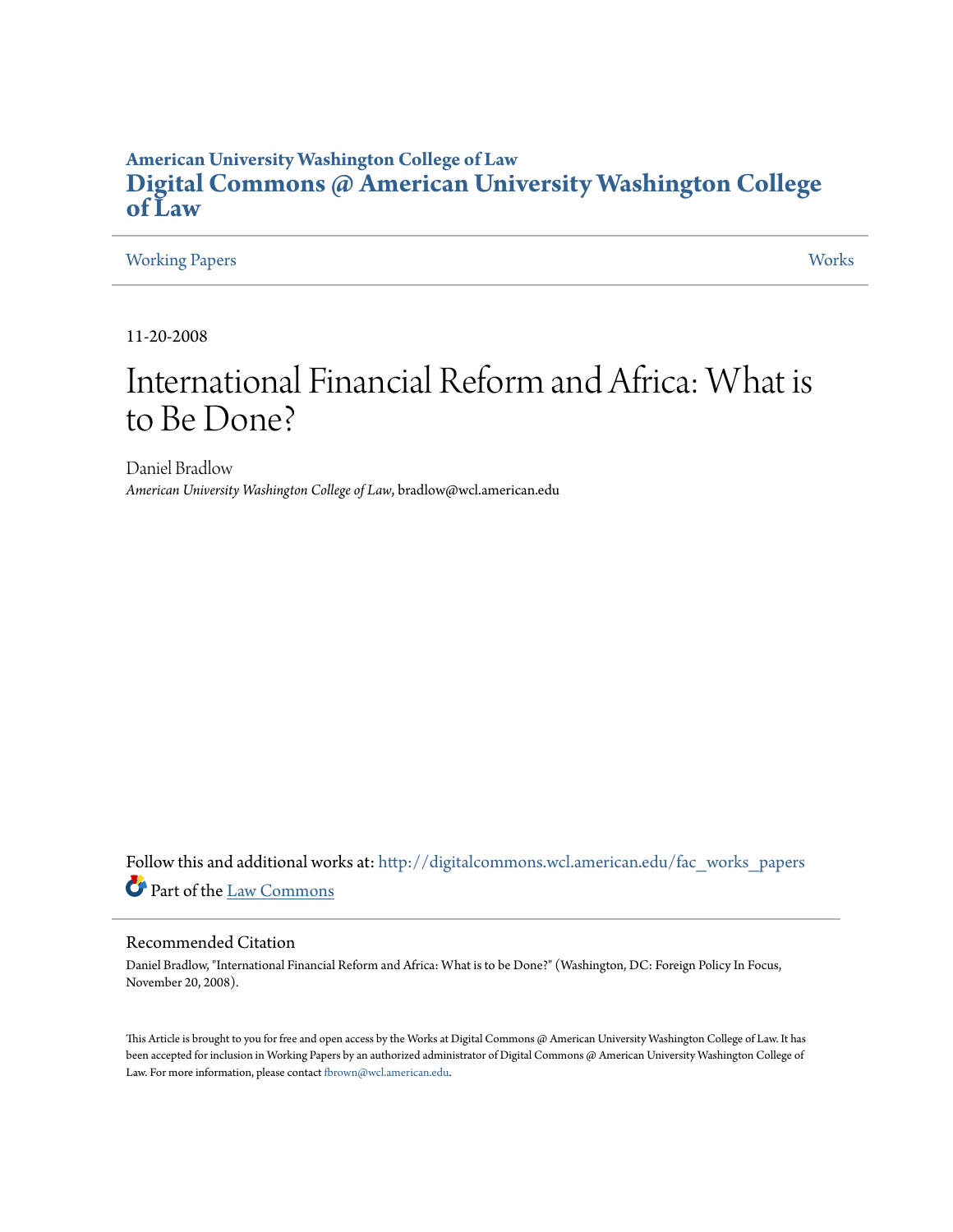American University Washington College of Law

# Digital Commons @ American University Washington College of Law

Working Papers | Works

11-20-2008

# International Financial Reform and Africa: What is to Be Done?

Daniel Bradlow
*American University Washington College of Law*, bradlow@wcl.american.edu

Follow this and additional works at: http://digitalcommons.wcl.american.edu/fac_works_papers

Part of the Law Commons

## Recommended Citation

Daniel Bradlow, "International Financial Reform and Africa: What is to be Done?" (Washington, DC: Foreign Policy In Focus, November 20, 2008).

This Article is brought to you for free and open access by the Works at Digital Commons @ American University Washington College of Law. It has been accepted for inclusion in Working Papers by an authorized administrator of Digital Commons @ American University Washington College of Law. For more information, please contact fbrown@wcl.american.edu.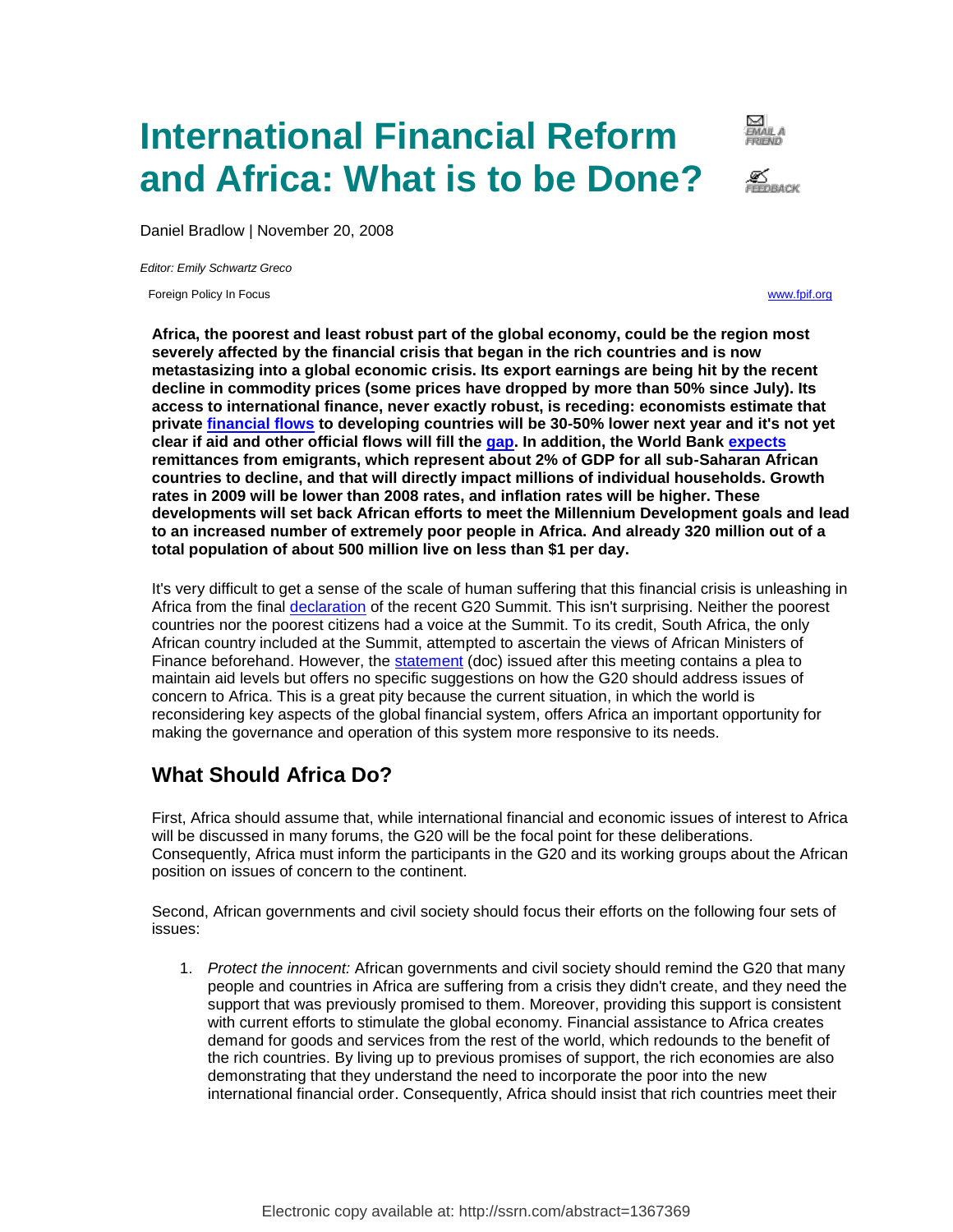# International Financial Reform and Africa: What is to be Done?

Daniel Bradlow | November 20, 2008

*Editor: Emily Schwartz Greco*

Foreign Policy In Focus

www.fpif.org

**Africa, the poorest and least robust part of the global economy, could be the region most severely affected by the financial crisis that began in the rich countries and is now metastasizing into a global economic crisis. Its export earnings are being hit by the recent decline in commodity prices (some prices have dropped by more than 50% since July). Its access to international finance, never exactly robust, is receding: economists estimate that private financial flows to developing countries will be 30-50% lower next year and it's not yet clear if aid and other official flows will fill the gap. In addition, the World Bank expects remittances from emigrants, which represent about 2% of GDP for all sub-Saharan African countries to decline, and that will directly impact millions of individual households. Growth rates in 2009 will be lower than 2008 rates, and inflation rates will be higher. These developments will set back African efforts to meet the Millennium Development goals and lead to an increased number of extremely poor people in Africa. And already 320 million out of a total population of about 500 million live on less than $1 per day.**

It's very difficult to get a sense of the scale of human suffering that this financial crisis is unleashing in Africa from the final declaration of the recent G20 Summit. This isn't surprising. Neither the poorest countries nor the poorest citizens had a voice at the Summit. To its credit, South Africa, the only African country included at the Summit, attempted to ascertain the views of African Ministers of Finance beforehand. However, the statement (doc) issued after this meeting contains a plea to maintain aid levels but offers no specific suggestions on how the G20 should address issues of concern to Africa. This is a great pity because the current situation, in which the world is reconsidering key aspects of the global financial system, offers Africa an important opportunity for making the governance and operation of this system more responsive to its needs.

## What Should Africa Do?

First, Africa should assume that, while international financial and economic issues of interest to Africa will be discussed in many forums, the G20 will be the focal point for these deliberations. Consequently, Africa must inform the participants in the G20 and its working groups about the African position on issues of concern to the continent.

Second, African governments and civil society should focus their efforts on the following four sets of issues:

1. *Protect the innocent:* African governments and civil society should remind the G20 that many people and countries in Africa are suffering from a crisis they didn't create, and they need the support that was previously promised to them. Moreover, providing this support is consistent with current efforts to stimulate the global economy. Financial assistance to Africa creates demand for goods and services from the rest of the world, which redounds to the benefit of the rich countries. By living up to previous promises of support, the rich economies are also demonstrating that they understand the need to incorporate the poor into the new international financial order. Consequently, Africa should insist that rich countries meet their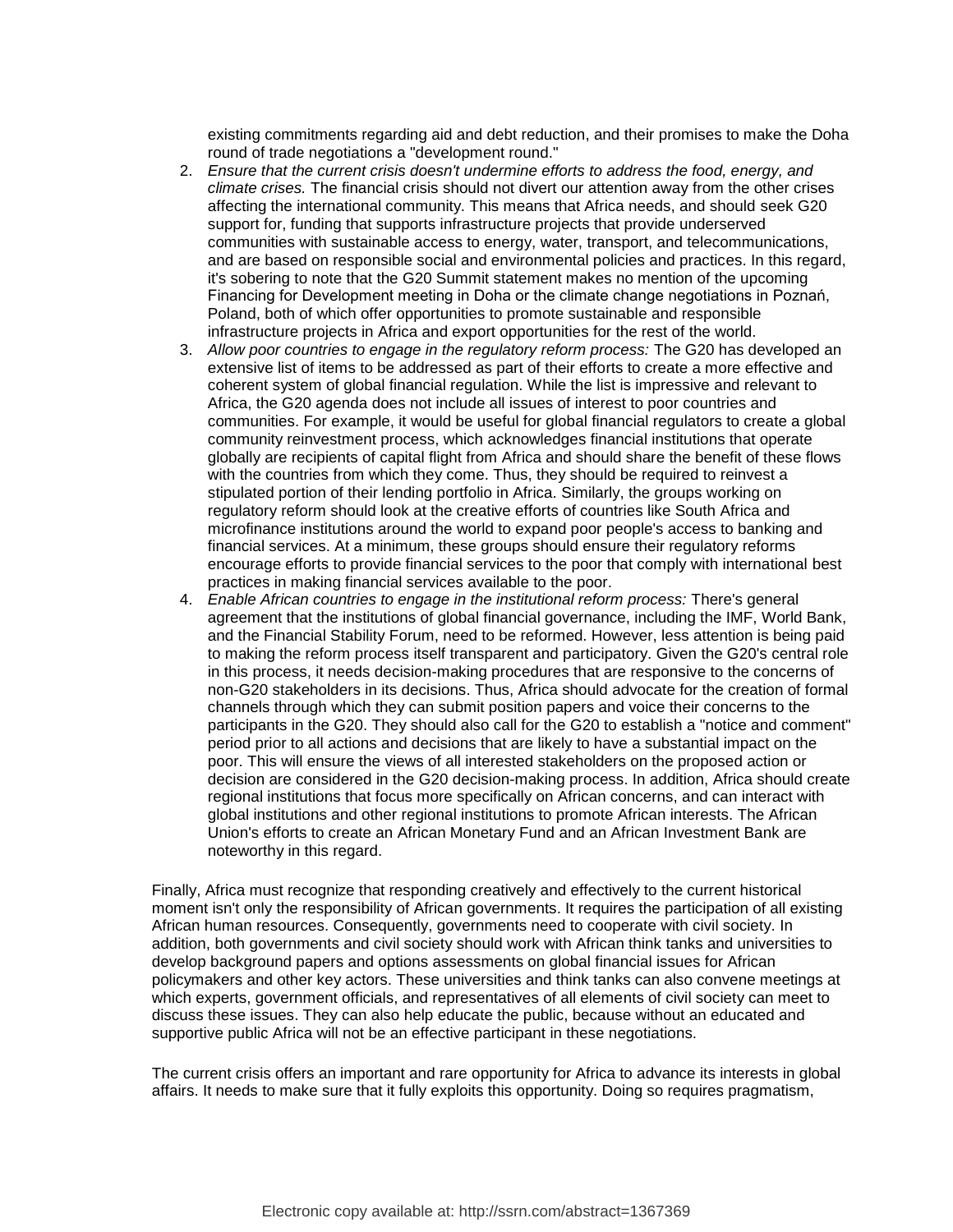existing commitments regarding aid and debt reduction, and their promises to make the Doha round of trade negotiations a "development round."

2. *Ensure that the current crisis doesn't undermine efforts to address the food, energy, and climate crises.* The financial crisis should not divert our attention away from the other crises affecting the international community. This means that Africa needs, and should seek G20 support for, funding that supports infrastructure projects that provide underserved communities with sustainable access to energy, water, transport, and telecommunications, and are based on responsible social and environmental policies and practices. In this regard, it's sobering to note that the G20 Summit statement makes no mention of the upcoming Financing for Development meeting in Doha or the climate change negotiations in Poznań, Poland, both of which offer opportunities to promote sustainable and responsible infrastructure projects in Africa and export opportunities for the rest of the world.
3. *Allow poor countries to engage in the regulatory reform process:* The G20 has developed an extensive list of items to be addressed as part of their efforts to create a more effective and coherent system of global financial regulation. While the list is impressive and relevant to Africa, the G20 agenda does not include all issues of interest to poor countries and communities. For example, it would be useful for global financial regulators to create a global community reinvestment process, which acknowledges financial institutions that operate globally are recipients of capital flight from Africa and should share the benefit of these flows with the countries from which they come. Thus, they should be required to reinvest a stipulated portion of their lending portfolio in Africa. Similarly, the groups working on regulatory reform should look at the creative efforts of countries like South Africa and microfinance institutions around the world to expand poor people's access to banking and financial services. At a minimum, these groups should ensure their regulatory reforms encourage efforts to provide financial services to the poor that comply with international best practices in making financial services available to the poor.
4. *Enable African countries to engage in the institutional reform process:* There's general agreement that the institutions of global financial governance, including the IMF, World Bank, and the Financial Stability Forum, need to be reformed. However, less attention is being paid to making the reform process itself transparent and participatory. Given the G20's central role in this process, it needs decision-making procedures that are responsive to the concerns of non-G20 stakeholders in its decisions. Thus, Africa should advocate for the creation of formal channels through which they can submit position papers and voice their concerns to the participants in the G20. They should also call for the G20 to establish a "notice and comment" period prior to all actions and decisions that are likely to have a substantial impact on the poor. This will ensure the views of all interested stakeholders on the proposed action or decision are considered in the G20 decision-making process. In addition, Africa should create regional institutions that focus more specifically on African concerns, and can interact with global institutions and other regional institutions to promote African interests. The African Union's efforts to create an African Monetary Fund and an African Investment Bank are noteworthy in this regard.

Finally, Africa must recognize that responding creatively and effectively to the current historical moment isn't only the responsibility of African governments. It requires the participation of all existing African human resources. Consequently, governments need to cooperate with civil society. In addition, both governments and civil society should work with African think tanks and universities to develop background papers and options assessments on global financial issues for African policymakers and other key actors. These universities and think tanks can also convene meetings at which experts, government officials, and representatives of all elements of civil society can meet to discuss these issues. They can also help educate the public, because without an educated and supportive public Africa will not be an effective participant in these negotiations.

The current crisis offers an important and rare opportunity for Africa to advance its interests in global affairs. It needs to make sure that it fully exploits this opportunity. Doing so requires pragmatism,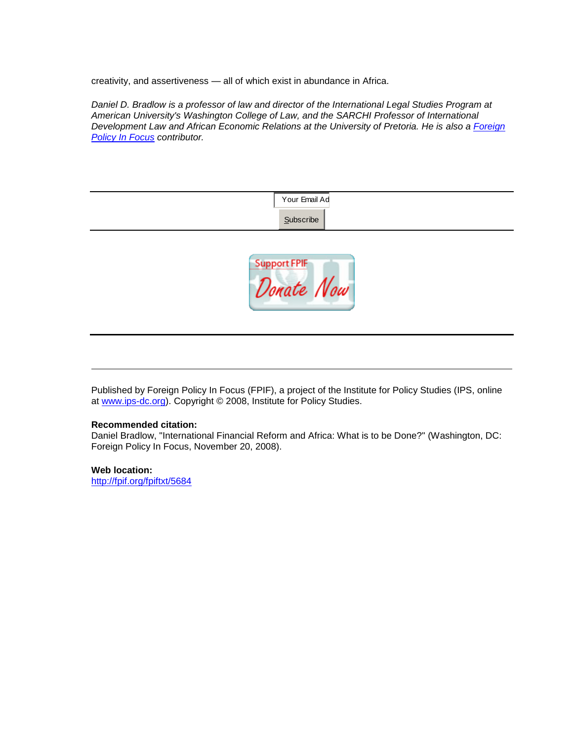creativity, and assertiveness — all of which exist in abundance in Africa.

*Daniel D. Bradlow is a professor of law and director of the International Legal Studies Program at American University's Washington College of Law, and the SARCHI Professor of International Development Law and African Economic Relations at the University of Pretoria. He is also a Foreign Policy In Focus contributor.*

---

Published by Foreign Policy In Focus (FPIF), a project of the Institute for Policy Studies (IPS, online at www.ips-dc.org). Copyright © 2008, Institute for Policy Studies.

**Recommended citation:**
Daniel Bradlow, "International Financial Reform and Africa: What is to be Done?" (Washington, DC: Foreign Policy In Focus, November 20, 2008).

**Web location:**
http://fpif.org/fpiftxt/5684